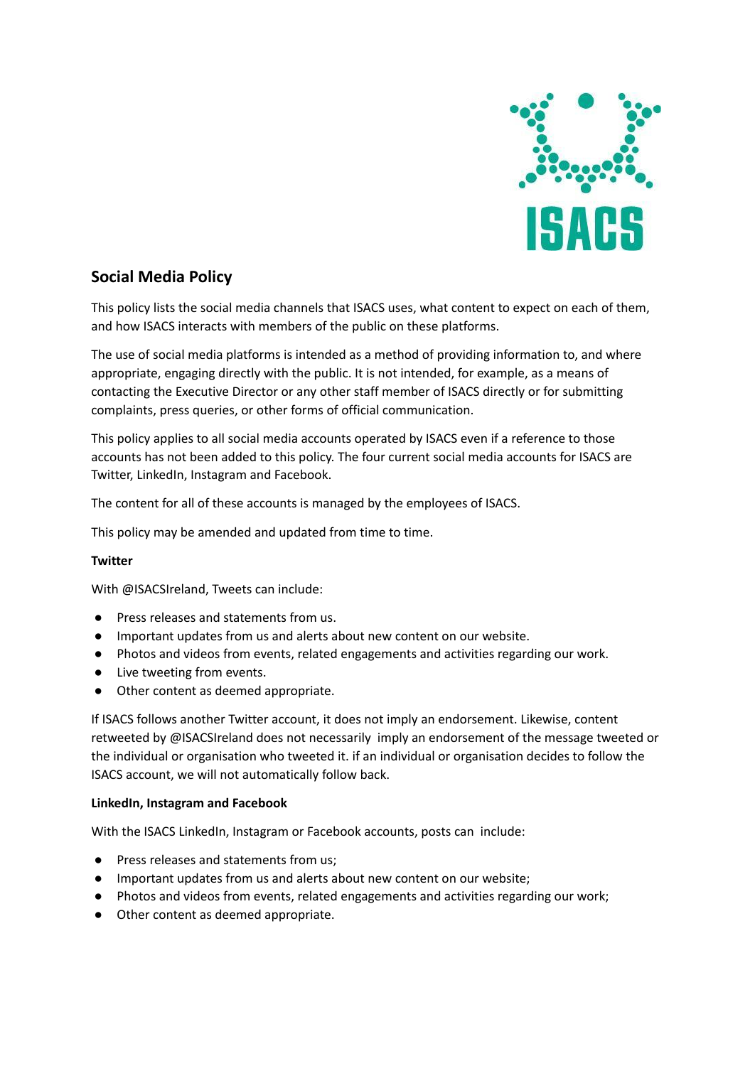ISACS

## Social Media Policy

This policy lists the social media channels that ISACS uses, what content to expect on each of them, and how ISACS interacts with members of the public on these platforms.

The use of social media platforms is intended as a method of providing information to, and where appropriate, engaging directly with the public. It is not intended, for example, as a means of contacting the Executive Director or any other staff member of ISACS directly or for submitting complaints, press queries, or other forms of official communication.

This policy applies to all social media accounts operated by ISACS even if a reference to those accounts has not been added to this policy. The four current social media accounts for ISACS are Twitter, LinkedIn, Instagram and Facebook.

The content for all of these accounts is managed by the employees of ISACS.

This policy may be amended and updated from time to time.

**Twitter**

With @ISACSIreland, Tweets can include:

- Press releases and statements from us.
- Important updates from us and alerts about new content on our website.
- Photos and videos from events, related engagements and activities regarding our work.
- Live tweeting from events.
- Other content as deemed appropriate.

If ISACS follows another Twitter account, it does not imply an endorsement. Likewise, content retweeted by @ISACSIreland does not necessarily imply an endorsement of the message tweeted or the individual or organisation who tweeted it. if an individual or organisation decides to follow the ISACS account, we will not automatically follow back.

**LinkedIn, Instagram and Facebook**

With the ISACS LinkedIn, Instagram or Facebook accounts, posts can include:

- Press releases and statements from us;
- Important updates from us and alerts about new content on our website;
- Photos and videos from events, related engagements and activities regarding our work;
- Other content as deemed appropriate.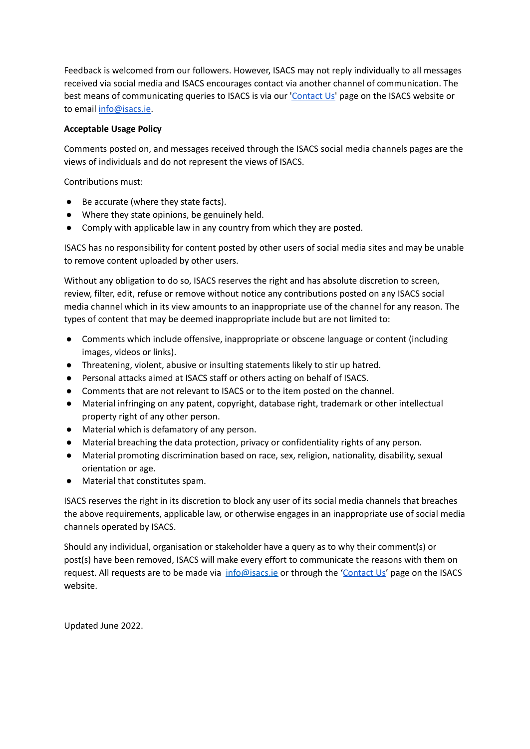Feedback is welcomed from our followers. However, ISACS may not reply individually to all messages received via social media and ISACS encourages contact via another channel of communication. The best means of communicating queries to ISACS is via our 'Contact Us' page on the ISACS website or to email info@isacs.ie.

**Acceptable Usage Policy**

Comments posted on, and messages received through the ISACS social media channels pages are the views of individuals and do not represent the views of ISACS.

Contributions must:

- Be accurate (where they state facts).
- Where they state opinions, be genuinely held.
- Comply with applicable law in any country from which they are posted.

ISACS has no responsibility for content posted by other users of social media sites and may be unable to remove content uploaded by other users.

Without any obligation to do so, ISACS reserves the right and has absolute discretion to screen, review, filter, edit, refuse or remove without notice any contributions posted on any ISACS social media channel which in its view amounts to an inappropriate use of the channel for any reason. The types of content that may be deemed inappropriate include but are not limited to:

- Comments which include offensive, inappropriate or obscene language or content (including images, videos or links).
- Threatening, violent, abusive or insulting statements likely to stir up hatred.
- Personal attacks aimed at ISACS staff or others acting on behalf of ISACS.
- Comments that are not relevant to ISACS or to the item posted on the channel.
- Material infringing on any patent, copyright, database right, trademark or other intellectual property right of any other person.
- Material which is defamatory of any person.
- Material breaching the data protection, privacy or confidentiality rights of any person.
- Material promoting discrimination based on race, sex, religion, nationality, disability, sexual orientation or age.
- Material that constitutes spam.

ISACS reserves the right in its discretion to block any user of its social media channels that breaches the above requirements, applicable law, or otherwise engages in an inappropriate use of social media channels operated by ISACS.

Should any individual, organisation or stakeholder have a query as to why their comment(s) or post(s) have been removed, ISACS will make every effort to communicate the reasons with them on request. All requests are to be made via info@isacs.ie or through the 'Contact Us' page on the ISACS website.

Updated June 2022.